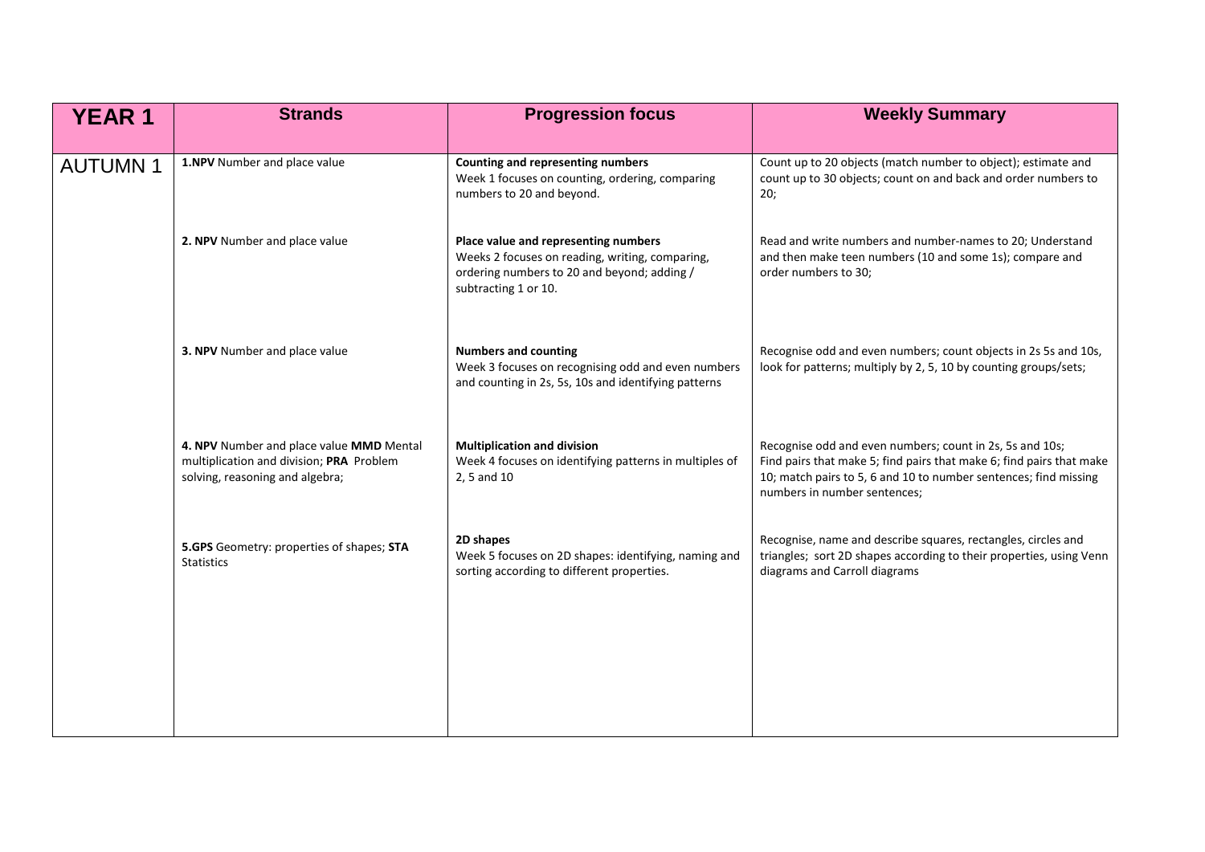| YEAR 1 | Strands | Progression focus | Weekly Summary |
|---|---|---|---|
| AUTUMN 1 | **1.NPV** Number and place value | **Counting and representing numbers**<br>Week 1 focuses on counting, ordering, comparing numbers to 20 and beyond. | Count up to 20 objects (match number to object); estimate and count up to 30 objects; count on and back and order numbers to 20; |
| | **2. NPV** Number and place value | **Place value and representing numbers**<br>Weeks 2 focuses on reading, writing, comparing, ordering numbers to 20 and beyond; adding / subtracting 1 or 10. | Read and write numbers and number-names to 20; Understand and then make teen numbers (10 and some 1s); compare and order numbers to 30; |
| | **3. NPV** Number and place value | **Numbers and counting**<br>Week 3 focuses on recognising odd and even numbers and counting in 2s, 5s, 10s and identifying patterns | Recognise odd and even numbers; count objects in 2s 5s and 10s, look for patterns; multiply by 2, 5, 10 by counting groups/sets; |
| | **4. NPV** Number and place value **MMD** Mental multiplication and division; **PRA** Problem solving, reasoning and algebra; | **Multiplication and division**<br>Week 4 focuses on identifying patterns in multiples of 2, 5 and 10 | Recognise odd and even numbers; count in 2s, 5s and 10s; Find pairs that make 5; find pairs that make 6; find pairs that make 10; match pairs to 5, 6 and 10 to number sentences; find missing numbers in number sentences; |
| | **5.GPS** Geometry: properties of shapes; **STA** Statistics | **2D shapes**<br>Week 5 focuses on 2D shapes: identifying, naming and sorting according to different properties. | Recognise, name and describe squares, rectangles, circles and triangles; sort 2D shapes according to their properties, using Venn diagrams and Carroll diagrams |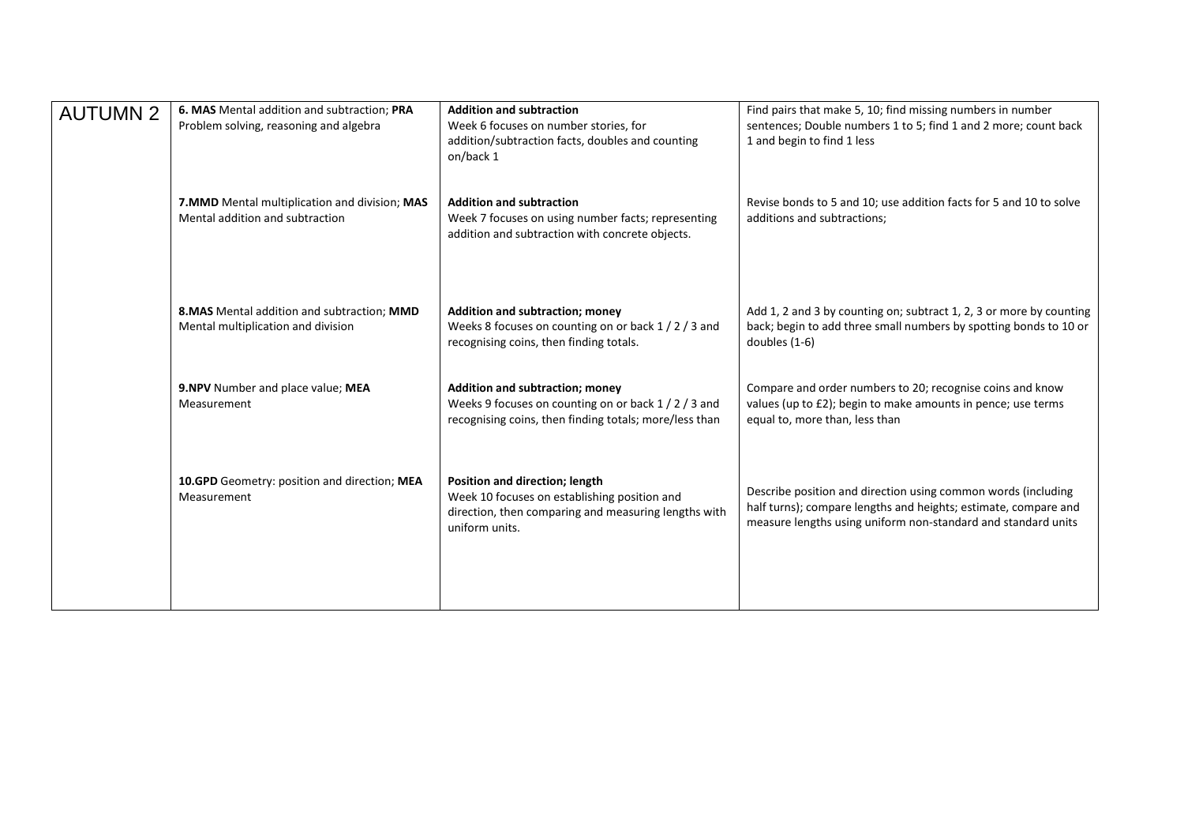| | | | |
|---|---|---|---|
| AUTUMN 2 | **6. MAS** Mental addition and subtraction; **PRA** Problem solving, reasoning and algebra | **Addition and subtraction**<br>Week 6 focuses on number stories, for addition/subtraction facts, doubles and counting on/back 1 | Find pairs that make 5, 10; find missing numbers in number sentences; Double numbers 1 to 5; find 1 and 2 more; count back 1 and begin to find 1 less |
| | **7.MMD** Mental multiplication and division; **MAS** Mental addition and subtraction | **Addition and subtraction**<br>Week 7 focuses on using number facts; representing addition and subtraction with concrete objects. | Revise bonds to 5 and 10; use addition facts for 5 and 10 to solve additions and subtractions; |
| | **8.MAS** Mental addition and subtraction; **MMD** Mental multiplication and division | **Addition and subtraction; money**<br>Weeks 8 focuses on counting on or back 1 / 2 / 3 and recognising coins, then finding totals. | Add 1, 2 and 3 by counting on; subtract 1, 2, 3 or more by counting back; begin to add three small numbers by spotting bonds to 10 or doubles (1-6) |
| | **9.NPV** Number and place value; **MEA** Measurement | **Addition and subtraction; money**<br>Weeks 9 focuses on counting on or back 1 / 2 / 3 and recognising coins, then finding totals; more/less than | Compare and order numbers to 20; recognise coins and know values (up to £2); begin to make amounts in pence; use terms equal to, more than, less than |
| | **10.GPD** Geometry: position and direction; **MEA** Measurement | **Position and direction; length**<br>Week 10 focuses on establishing position and direction, then comparing and measuring lengths with uniform units. | Describe position and direction using common words (including half turns); compare lengths and heights; estimate, compare and measure lengths using uniform non-standard and standard units |